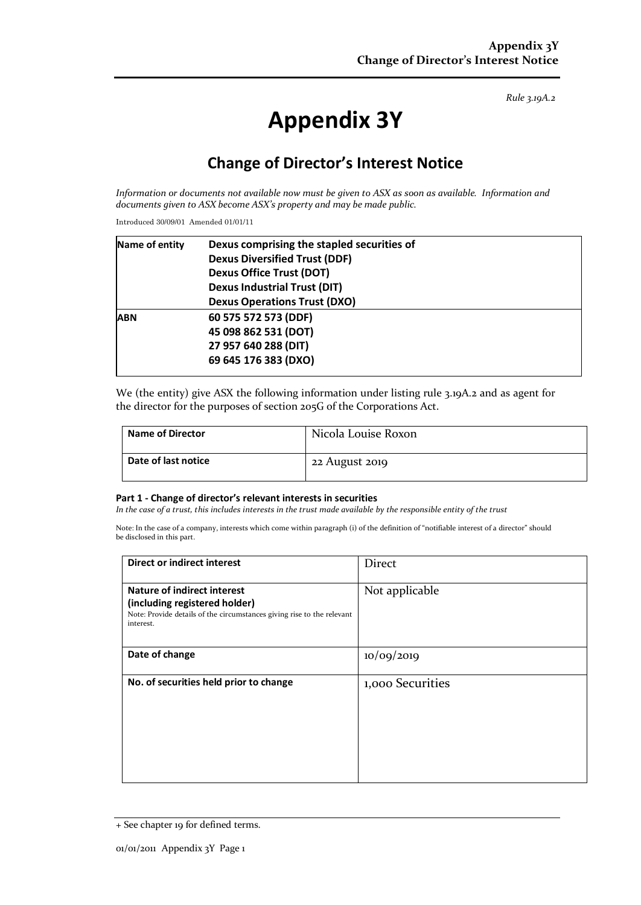*Rule 3.19A.2*

# Appendix 3Y

## Change of Director's Interest Notice

*Information or documents not available now must be given to ASX as soon as available. Information and documents given to ASX become ASX's property and may be made public.*

Introduced 30/09/01 Amended 01/01/11

| Name of entity | Dexus comprising the stapled securities of<br>Dexus Diversified Trust (DDF)<br>Dexus Office Trust (DOT)<br>Dexus Industrial Trust (DIT)<br>Dexus Operations Trust (DXO) |
|---|---|
| ABN | 60 575 572 573 (DDF)<br>45 098 862 531 (DOT)<br>27 957 640 288 (DIT)<br>69 645 176 383 (DXO) |

We (the entity) give ASX the following information under listing rule 3.19A.2 and as agent for the director for the purposes of section 205G of the Corporations Act.

| Name of Director | Nicola Louise Roxon |
|---|---|
| Date of last notice | 22 August 2019 |

#### Part 1 - Change of director's relevant interests in securities

*In the case of a trust, this includes interests in the trust made available by the responsible entity of the trust*

Note: In the case of a company, interests which come within paragraph (i) of the definition of "notifiable interest of a director" should be disclosed in this part.

| Direct or indirect interest | Direct |
|---|---|
| **Nature of indirect interest (including registered holder)**<br>Note: Provide details of the circumstances giving rise to the relevant interest. | Not applicable |
| **Date of change** | 10/09/2019 |
| **No. of securities held prior to change** | 1,000 Securities |

+ See chapter 19 for defined terms.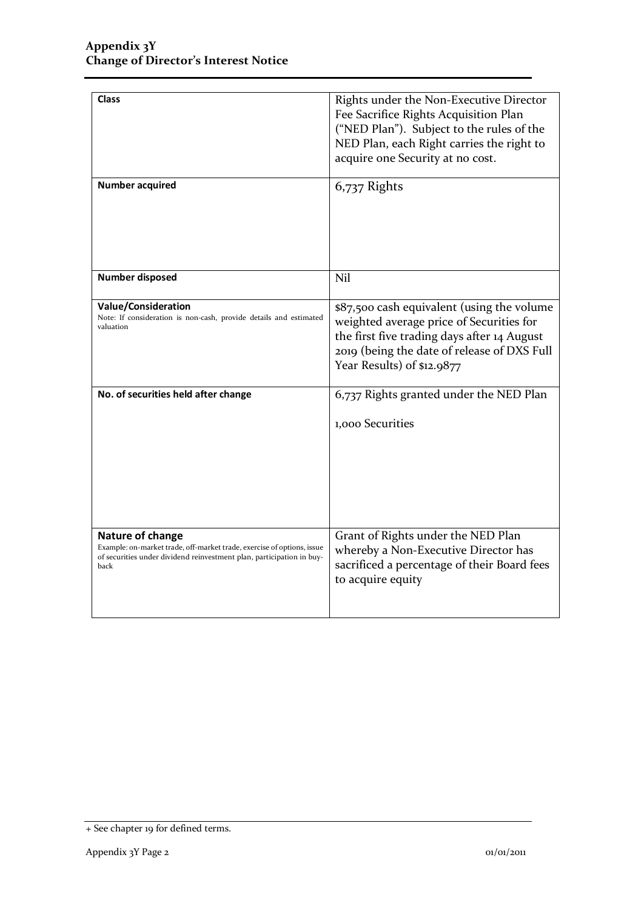| | |
|---|---|
| **Class** | Rights under the Non-Executive Director Fee Sacrifice Rights Acquisition Plan ("NED Plan"). Subject to the rules of the NED Plan, each Right carries the right to acquire one Security at no cost. |
| **Number acquired** | 6,737 Rights |
| **Number disposed** | Nil |
| **Value/Consideration**<br>Note: If consideration is non-cash, provide details and estimated valuation | $87,500 cash equivalent (using the volume weighted average price of Securities for the first five trading days after 14 August 2019 (being the date of release of DXS Full Year Results) of $12.9877 |
| **No. of securities held after change** | 6,737 Rights granted under the NED Plan<br><br>1,000 Securities |
| **Nature of change**<br>Example: on-market trade, off-market trade, exercise of options, issue of securities under dividend reinvestment plan, participation in buy-back | Grant of Rights under the NED Plan whereby a Non-Executive Director has sacrificed a percentage of their Board fees to acquire equity |

+ See chapter 19 for defined terms.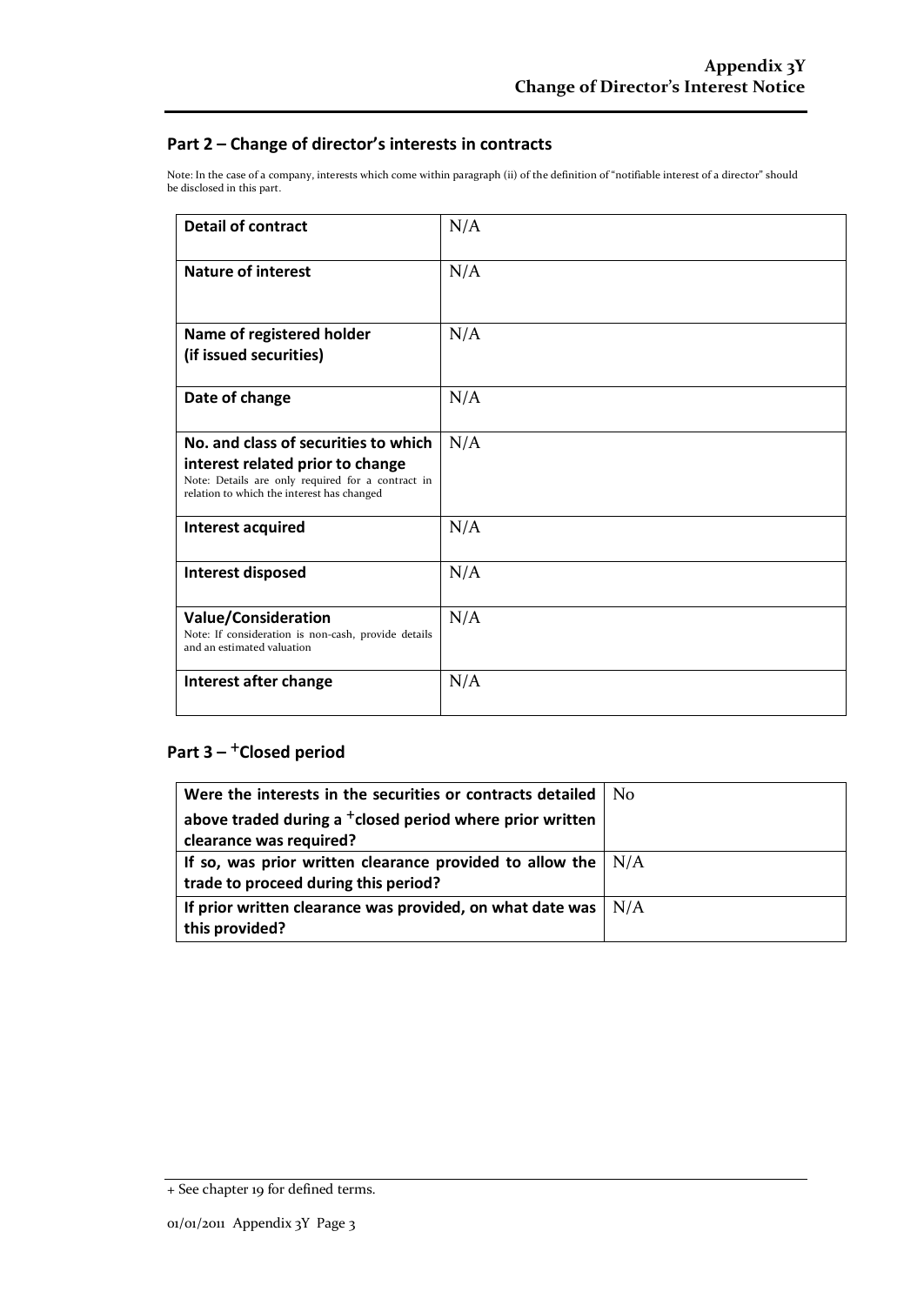## Part 2 – Change of director's interests in contracts

Note: In the case of a company, interests which come within paragraph (ii) of the definition of "notifiable interest of a director" should be disclosed in this part.

| | |
|---|---|
| **Detail of contract** | N/A |
| **Nature of interest** | N/A |
| **Name of registered holder (if issued securities)** | N/A |
| **Date of change** | N/A |
| **No. and class of securities to which interest related prior to change** Note: Details are only required for a contract in relation to which the interest has changed | N/A |
| **Interest acquired** | N/A |
| **Interest disposed** | N/A |
| **Value/Consideration** Note: If consideration is non-cash, provide details and an estimated valuation | N/A |
| **Interest after change** | N/A |

## Part 3 – +Closed period

| | |
|---|---|
| **Were the interests in the securities or contracts detailed above traded during a +closed period where prior written clearance was required?** | No |
| **If so, was prior written clearance provided to allow the trade to proceed during this period?** | N/A |
| **If prior written clearance was provided, on what date was this provided?** | N/A |

+ See chapter 19 for defined terms.